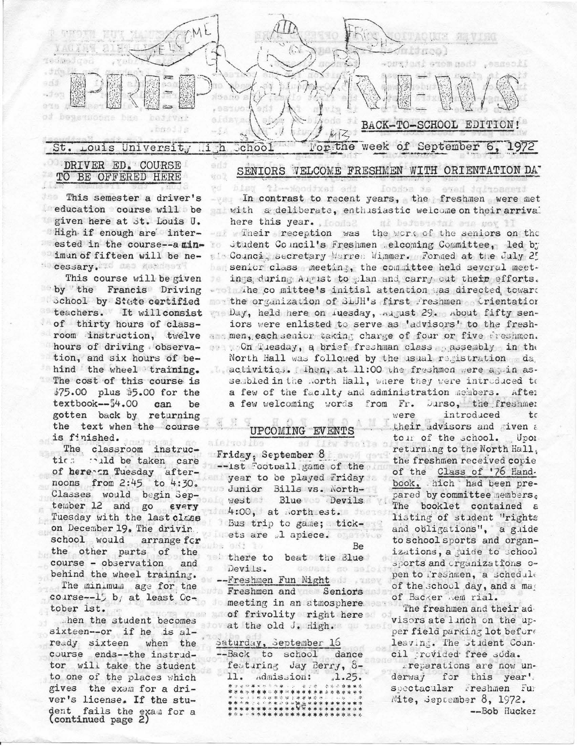# PREP NEWS

**BACK-TO-SCHOOL EDITION!**

St. Louis University High School — For the week of September 6, 1972

## DRIVER ED. COURSE TO BE OFFERED HERE

This semester a driver's education course will be given here at St. Louis U. High if enough are interested in the course--a minimum of fifteen will be necessary.

This course will be given by the Francis Driving School by State certified teachers. It will consist of thirty hours of classroom instruction, twelve hours of driving observation, and six hours of behind the wheel training. The cost of this course is $75.00 plus $5.00 for the textbook--$4.00 can be gotten back by returning the text when the course is finished.

The classroom instruction would be taken care of here on Tuesday afternoons from 2:45 to 4:30. Classes would begin September 12 and go every Tuesday with the last class on December 19. The driving school would arrange for the other parts of the course - observation and behind the wheel training.

The minimum age for the course--15 by at least October 1st.

When the student becomes sixteen--or if he is already sixteen when the course ends--the instructor will take the student to one of the places which gives the exam for a driver's license. If the student fails the exam for a (continued page 2)

## SENIORS WELCOME FRESHMEN WITH ORIENTATION DAY

In contrast to recent years, the freshmen were met with a deliberate, enthusiastic welcome on their arrival here this year.

Their reception was the work of the seniors on the Student Council's Freshmen Welcoming Committee, led by Council Secretary Warren Wimmer. Formed at the July 25 senior class meeting, the committee held several meetings during August to plan and carry out their efforts. The committee's initial attention was directed toward the organization of SLUH's first Freshmen Orientation Day, held here on Tuesday, August 29. About fifty seniors were enlisted to serve as 'advisors' to the freshmen, each senior taking charge of four or five freshmen.

On Tuesday, a brief freshman class assembly in the North Hall was followed by the usual registration day activities. Then, at 11:00 the freshmen were again assembled in the North Hall, where they were introduced to a few of the faculty and administration members. After a few welcoming words from Fr. Durso, the freshmen were introduced to their advisors and given a tour of the school. Upon returning to the North Hall, the freshmen received copies of the Class of '76 Handbook, which had been prepared by committee members. The booklet contained a listing of student "rights and obligations", a guide to school sports and organizations, a guide to school sports and organizations open to freshmen, a schedule of the school day, and a map of Backer Memorial.

The freshmen and their advisors ate lunch on the upper field parking lot before leaving. The Student Council provided free soda.

Preparations are now underway for this year's spectacular Freshmen Fun Nite, September 8, 1972.

--Bob Hucker

## UPCOMING EVENTS

Friday, September 8
--1st Football game of the year to be played Friday Junior Bills vs. Northwest Blue Devils 4:00, at Northwest. Bus trip to game; tickets are $1 apiece. Be there to beat the Blue Devils.

--Freshmen Fun Night
Freshmen and Seniors meeting in an atmosphere of frivolity right here at the old J. High.

Saturday, September 16
--Back to school dance featuring Jay Berry, 8-11. Admission: $1.25.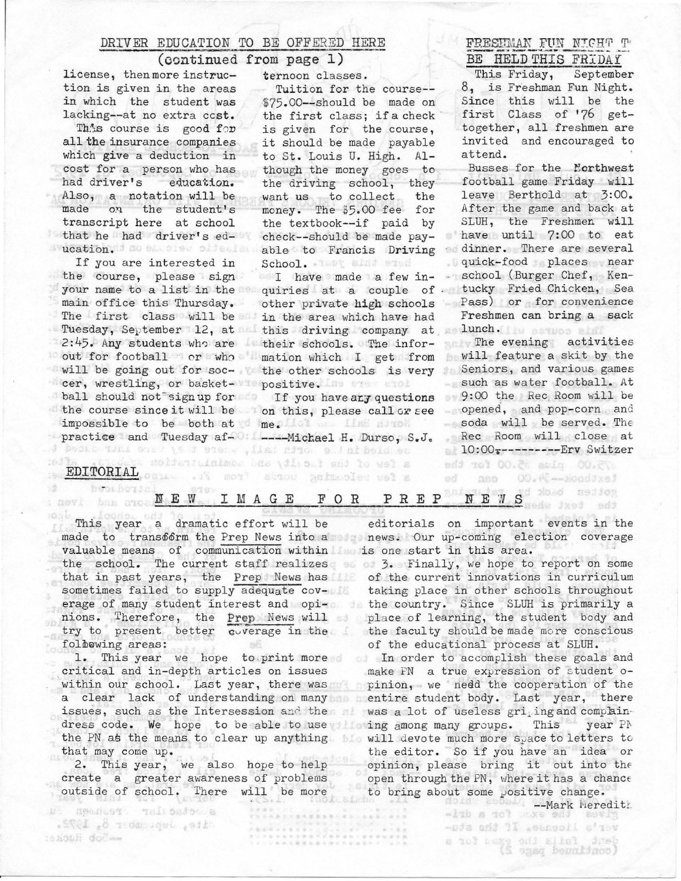## DRIVER EDUCATION TO BE OFFERED HERE
### (continued from page 1)

license, then more instruction is given in the areas in which the student was lacking--at no extra cost.

This course is good for all the insurance companies which give a deduction in cost for a person who has had driver's education. Also, a notation will be made on the student's transcript here at school that he had driver's education.

If you are interested in the course, please sign your name to a list in the main office this Thursday. The first class will be Tuesday, September 12, at 2:45. Any students who are out for football or who will be going out for soccer, wrestling, or basketball should not sign up for the course since it will be impossible to be both at practice and Tuesday afternoon classes.

Tuition for the course--$75.00--should be made on the first class; if a check is given for the course, it should be made payable to St. Louis U. High. Although the money goes to the driving school, they want us to collect the money. The $5.00 fee for the textbook--if paid by check--should be made payable to Francis Driving School.

I have made a few inquiries at a couple of other private high schools in the area which have had this driving company at their schools. The information which I get from the other schools is very positive.

If you have any questions on this, please call or see me.

----Michael H. Durso, S.J.

## FRESHMAN FUN NIGHT TO BE HELD THIS FRIDAY

This Friday, September 8, is Freshman Fun Night. Since this will be the first Class of '76 get-together, all freshmen are invited and encouraged to attend.

Busses for the Northwest football game Friday will leave Berthold at 3:00. After the game and back at SLUH, the Freshmen will have until 7:00 to eat dinner. There are several quick-food places near school (Burger Chef, Kentucky Fried Chicken, Sea Pass) or for convenience Freshmen can bring a sack lunch.

The evening activities will feature a skit by the Seniors, and various games such as water football. At 9:00 the Rec Room will be opened, and pop-corn and soda will be served. The Rec Room will close at 10:00.---------Erv Switzer

## EDITORIAL

## NEW IMAGE FOR PREP NEWS

This year a dramatic effort will be made to transform the Prep News into a valuable means of communication within the school. The current staff realizes that in past years, the Prep News has sometimes failed to supply adequate coverage of many student interest and opinions. Therefore, the Prep News will try to present better coverage in the following areas:

1. This year we hope to print more critical and in-depth articles on issues within our school. Last year, there was a clear lack of understanding on many issues, such as the Intersession and the dress code. We hope to be able to use the PN as the means to clear up anything that may come up.

2. This year, we also hope to help create a greater awareness of problems outside of school. There will be more editorials on important events in the news. Our up-coming election coverage is one start in this area.

3. Finally, we hope to report on some of the current innovations in curriculum taking place in other schools throughout the country. Since SLUH is primarily a place of learning, the student body and the faculty should be made more conscious of the educational process at SLUH.

In order to accomplish these goals and make PN a true expression of student opinion, we need the cooperation of the entire student body. Last year, there was a lot of useless griping and complaining among many groups. This year PN will devote much more space to letters to the editor. So if you have an idea or opinion, please bring it out into the open through the PN, where it has a chance to bring about some positive change.

--Mark Meredith